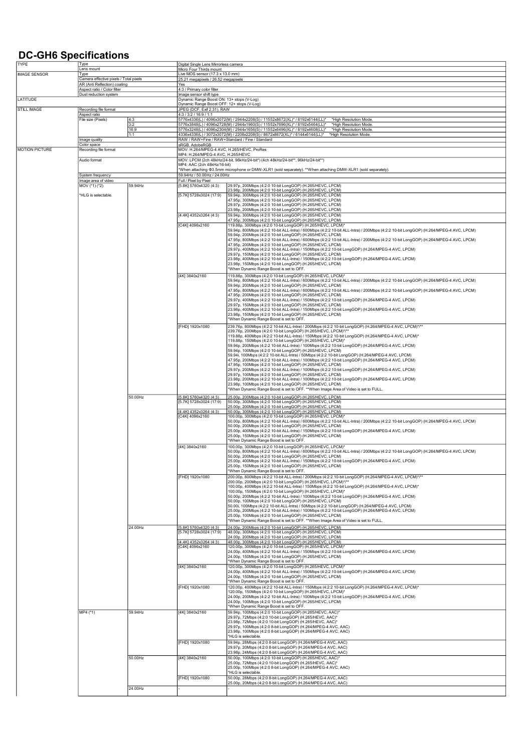# DC-GH6 Specifications

| | | | | |
|---|---|---|---|---|
| TYPE | Type | | Digital Single Lens Mirrorless camera | |
| | Lens mount | | Micro Four Thirds mount | |
| IMAGE SENSOR | Type | | Live MOS sensor (17.3 x 13.0 mm) | |
| | Camera effective pixels / Total pixels | | 25.21 megapixels / 26.52 megapixels | |
| | AR (Anti Reflection) coating | | Yes | |
| | Aspect ratio / Color filter | | 4:3 / Primary color filter | |
| | Dust reduction system | | Image sensor shift type | |
| LATITUDE | | | Dynamic Range Boost ON: 13+ stops (V-Log)<br>Dynamic Range Boost OFF: 12+ stops (V-Log) | |
| STILL IMAGE | Recording file format | | JPEG (DCF, Exif 2.31), RAW | |
| | Aspect ratio | | 4:3 / 3:2 / 16:9 / 1:1 | |
| | File size (Pixels) | 4:3 | 5776x4336(L) / 4096x3072(M) / 2944x2208(S) / 11552x8672(XL)* / 8192x6144(LL)* *High Resolution Mode. | |
| | | 3:2 | 5776x3848(L) / 4096x2728(M) / 2944x1960(S) / 11552x7696(XL)* / 8192x5464(LL)* *High Resolution Mode. | |
| | | 16:9 | 5776x3248(L) / 4096x2304(M) / 2944x1656(S) / 11552x6496(XL)* / 8192x4608(LL)* *High Resolution Mode. | |
| | | 1:1 | 4336x4336(L) / 3072x3072(M) / 2208x2208(S) / 8672x8672(XL)* / 6144x6144(LL)* *High Resolution Mode. | |
| | Image quality | | RAW / RAW+Fine / RAW+Standard / Fine / Standard | |
| | Color space | | sRGB, AdobeRGB | |
| MOTION PICTURE | Recording file format | | MOV: H.264/MPEG-4 AVC, H.265/HEVC, ProRes<br>MP4: H.264/MPEG-4 AVC, H.265/HEVC | |
| | Audio format | | MOV: LPCM (2ch 48kHz/24-bit, 96kHz/24-bit*) (4ch 48kHz/24-bit**, 96kHz/24-bit**)<br>MP4: AAC (2ch 48kHz/16-bit)<br>*When attaching Φ3.5mm microphone or DMW-XLR1 (sold separately). **When attaching DMW-XLR1 (sold separately). | |
| | System frequency | | 59.94Hz / 50.00Hz / 24.00Hz | |
| | Image area of video | | Full / Pixel by Pixel | |
| | MOV (*1) (*2)<br>*HLG is selectable. | 59.94Hz | [5.8K] 5760x4320 (4:3) | 29.97p, 200Mbps (4:2:0 10-bit LongGOP) (H.265/HEVC, LPCM)<br>23.98p, 200Mbps (4:2:0 10-bit LongGOP) (H.265/HEVC, LPCM) |
| | | | [5.7K] 5728x3024 (17:9) | 59.94p, 300Mbps (4:2:0 10-bit LongGOP) (H.265/HEVC, LPCM)<br>47.95p, 300Mbps (4:2:0 10-bit LongGOP) (H.265/HEVC, LPCM)<br>29.97p, 200Mbps (4:2:0 10-bit LongGOP) (H.265/HEVC, LPCM)<br>23.98p, 200Mbps (4:2:0 10-bit LongGOP) (H.265/HEVC, LPCM) |
| | | | [4.4K] 4352x3264 (4:3) | 59.94p, 300Mbps (4:2:0 10-bit LongGOP) (H.265/HEVC, LPCM)<br>47.95p, 300Mbps (4:2:0 10-bit LongGOP) (H.265/HEVC, LPCM) |
| | | | [C4K] 4096x2160 | 119.88p, 300Mbps (4:2:0 10-bit LongGOP) (H.265/HEVC, LPCM)*<br>59.94p, 800Mbps (4:2:2 10-bit ALL-Intra) / 600Mbps (4:2:2 10-bit ALL-Intra) / 200Mbps (4:2:2 10-bit LongGOP) (H.264/MPEG-4 AVC, LPCM)<br>59.94p, 200Mbps (4:2:0 10-bit LongGOP) (H.265/HEVC, LPCM)<br>47.95p, 800Mbps (4:2:2 10-bit ALL-Intra) / 600Mbps (4:2:2 10-bit ALL-Intra) / 200Mbps (4:2:2 10-bit LongGOP) (H.264/MPEG-4 AVC, LPCM)<br>47.95p, 200Mbps (4:2:0 10-bit LongGOP) (H.265/HEVC, LPCM)<br>29.97p, 400Mbps (4:2:2 10-bit ALL-Intra) / 150Mbps (4:2:2 10-bit LongGOP) (H.264/MPEG-4 AVC, LPCM)<br>29.97p, 150Mbps (4:2:0 10-bit LongGOP) (H.265/HEVC, LPCM)<br>23.98p, 400Mbps (4:2:2 10-bit ALL-Intra) / 150Mbps (4:2:2 10-bit LongGOP) (H.264/MPEG-4 AVC, LPCM)<br>23.98p, 150Mbps (4:2:0 10-bit LongGOP) (H.265/HEVC, LPCM)<br>*When Dynamic Range Boost is set to OFF. |
| | | | [4K] 3840x2160 | 119.88p, 300Mbps (4:2:0 10-bit LongGOP) (H.265/HEVC, LPCM)*<br>59.94p, 800Mbps (4:2:2 10-bit ALL-Intra) / 600Mbps (4:2:2 10-bit ALL-Intra) / 200Mbps (4:2:2 10-bit LongGOP) (H.264/MPEG-4 AVC, LPCM)<br>59.94p, 200Mbps (4:2:0 10-bit LongGOP) (H.265/HEVC, LPCM)<br>47.95p, 800Mbps (4:2:2 10-bit ALL-Intra) / 600Mbps (4:2:2 10-bit ALL-Intra) / 200Mbps (4:2:2 10-bit LongGOP) (H.264/MPEG-4 AVC, LPCM)<br>47.95p, 200Mbps (4:2:0 10-bit LongGOP) (H.265/HEVC, LPCM)<br>29.97p, 400Mbps (4:2:2 10-bit ALL-Intra) / 150Mbps (4:2:2 10-bit LongGOP) (H.264/MPEG-4 AVC, LPCM)<br>29.97p, 150Mbps (4:2:0 10-bit LongGOP) (H.265/HEVC, LPCM)<br>23.98p, 400Mbps (4:2:2 10-bit ALL-Intra) / 150Mbps (4:2:2 10-bit LongGOP) (H.264/MPEG-4 AVC, LPCM)<br>23.98p, 150Mbps (4:2:0 10-bit LongGOP) (H.265/HEVC, LPCM)<br>*When Dynamic Range Boost is set to OFF. |
| | | | [FHD] 1920x1080 | 239.76p, 800Mbps (4:2:2 10-bit ALL-Intra) / 200Mbps (4:2:2 10-bit LongGOP) (H.264/MPEG-4 AVC, LPCM)*/**<br>239.76p, 200Mbps (4:2:0 10-bit LongGOP) (H.265/HEVC, LPCM)*/**<br>119.88p, 400Mbps (4:2:2 10-bit ALL-Intra) / 150Mbps (4:2:2 10-bit LongGOP) (H.264/MPEG-4 AVC, LPCM)*<br>119.88p, 150Mbps (4:2:0 10-bit LongGOP) (H.265/HEVC, LPCM)*<br>59.94p, 200Mbps (4:2:2 10-bit ALL-Intra) / 100Mbps (4:2:2 10-bit LongGOP) (H.264/MPEG-4 AVC, LPCM)<br>59.94p, 100Mbps (4:2:0 10-bit LongGOP) (H.265/HEVC, LPCM)<br>59.94i, 100Mbps (4:2:2 10-bit ALL-Intra) / 50Mbps (4:2:2 10-bit LongGOP) (H.264/MPEG-4 AVC, LPCM)<br>47.95p, 200Mbps (4:2:2 10-bit ALL-Intra) / 100Mbps (4:2:2 10-bit LongGOP) (H.264/MPEG-4 AVC, LPCM)<br>47.95p, 100Mbps (4:2:0 10-bit LongGOP) (H.265/HEVC, LPCM)<br>29.97p, 200Mbps (4:2:2 10-bit ALL-Intra) / 100Mbps (4:2:2 10-bit LongGOP) (H.264/MPEG-4 AVC, LPCM)<br>29.97p, 100Mbps (4:2:0 10-bit LongGOP) (H.265/HEVC, LPCM)<br>23.98p, 200Mbps (4:2:2 10-bit ALL-Intra) / 100Mbps (4:2:2 10-bit LongGOP) (H.264/MPEG-4 AVC, LPCM)<br>23.98p, 100Mbps (4:2:0 10-bit LongGOP) (H.265/HEVC, LPCM)<br>*When Dynamic Range Boost is set to OFF. **When Image Area of Video is set to FULL. |
| | | 50.00Hz | [5.8K] 5760x4320 (4:3) | 25.00p, 200Mbps (4:2:0 10-bit LongGOP) (H.265/HEVC, LPCM) |
| | | | [5.7K] 5728x3024 (17:9) | 50.00p, 300Mbps (4:2:0 10-bit LongGOP) (H.265/HEVC, LPCM)<br>25.00p, 200Mbps (4:2:0 10-bit LongGOP) (H.265/HEVC, LPCM) |
| | | | [4.4K] 4352x3264 (4:3) | 50.00p, 300Mbps (4:2:0 10-bit LongGOP) (H.265/HEVC, LPCM) |
| | | | [C4K] 4096x2160 | 100.00p, 300Mbps (4:2:0 10-bit LongGOP) (H.265/HEVC, LPCM)*<br>50.00p, 800Mbps (4:2:2 10-bit ALL-Intra) / 600Mbps (4:2:2 10-bit ALL-Intra) / 200Mbps (4:2:2 10-bit LongGOP) (H.264/MPEG-4 AVC, LPCM)<br>50.00p, 200Mbps (4:2:0 10-bit LongGOP) (H.265/HEVC, LPCM)<br>25.00p, 400Mbps (4:2:2 10-bit ALL-Intra) / 150Mbps (4:2:2 10-bit LongGOP) (H.264/MPEG-4 AVC, LPCM)<br>25.00p, 150Mbps (4:2:0 10-bit LongGOP) (H.265/HEVC, LPCM)<br>*When Dynamic Range Boost is set to OFF. |
| | | | [4K] 3840x2160 | 100.00p, 300Mbps (4:2:0 10-bit LongGOP) (H.265/HEVC, LPCM)*<br>50.00p, 800Mbps (4:2:2 10-bit ALL-Intra) / 600Mbps (4:2:2 10-bit ALL-Intra) / 200Mbps (4:2:2 10-bit LongGOP) (H.264/MPEG-4 AVC, LPCM)<br>50.00p, 200Mbps (4:2:0 10-bit LongGOP) (H.265/HEVC, LPCM)<br>25.00p, 400Mbps (4:2:2 10-bit ALL-Intra) / 150Mbps (4:2:2 10-bit LongGOP) (H.264/MPEG-4 AVC, LPCM)<br>25.00p, 150Mbps (4:2:0 10-bit LongGOP) (H.265/HEVC, LPCM)<br>*When Dynamic Range Boost is set to OFF. |
| | | | [FHD] 1920x1080 | 200.00p, 800Mbps (4:2:2 10-bit ALL-Intra) / 200Mbps (4:2:2 10-bit LongGOP) (H.264/MPEG-4 AVC, LPCM)*/**<br>200.00p, 200Mbps (4:2:0 10-bit LongGOP) (H.265/HEVC, LPCM)*/**<br>100.00p, 400Mbps (4:2:2 10-bit ALL-Intra) / 150Mbps (4:2:2 10-bit LongGOP) (H.264/MPEG-4 AVC, LPCM)*<br>100.00p, 150Mbps (4:2:0 10-bit LongGOP) (H.265/HEVC, LPCM)*<br>50.00p, 200Mbps (4:2:2 10-bit ALL-Intra) / 100Mbps (4:2:2 10-bit LongGOP) (H.264/MPEG-4 AVC, LPCM)<br>50.00p, 100Mbps (4:2:0 10-bit LongGOP) (H.265/HEVC, LPCM)<br>50.00i, 100Mbps (4:2:2 10-bit ALL-Intra) / 50Mbps (4:2:2 10-bit LongGOP) (H.264/MPEG-4 AVC, LPCM)<br>25.00p, 200Mbps (4:2:2 10-bit ALL-Intra) / 100Mbps (4:2:2 10-bit LongGOP) (H.264/MPEG-4 AVC, LPCM)<br>25.00p, 100Mbps (4:2:0 10-bit LongGOP) (H.265/HEVC, LPCM)<br>*When Dynamic Range Boost is set to OFF. **When Image Area of Video is set to FULL. |
| | | 24.00Hz | [5.8K] 5760x4320 (4:3) | 24.00p, 200Mbps (4:2:0 10-bit LongGOP) (H.265/HEVC, LPCM) |
| | | | [5.7K] 5728x3024 (17:9) | 48.00p, 300Mbps (4:2:0 10-bit LongGOP) (H.265/HEVC, LPCM)<br>24.00p, 200Mbps (4:2:0 10-bit LongGOP) (H.265/HEVC, LPCM) |
| | | | [4.4K] 4352x3264 (4:3) | 48.00p, 300Mbps (4:2:0 10-bit LongGOP) (H.265/HEVC, LPCM) |
| | | | [C4K] 4096x2160 | 120.00p, 300Mbps (4:2:0 10-bit LongGOP) (H.265/HEVC, LPCM)*<br>24.00p, 400Mbps (4:2:2 10-bit ALL-Intra) / 150Mbps (4:2:2 10-bit LongGOP) (H.264/MPEG-4 AVC, LPCM)<br>24.00p, 150Mbps (4:2:0 10-bit LongGOP) (H.265/HEVC, LPCM)<br>*When Dynamic Range Boost is set to OFF. |
| | | | [4K] 3840x2160 | 120.00p, 300Mbps (4:2:0 10-bit LongGOP) (H.265/HEVC, LPCM)*<br>24.00p, 400Mbps (4:2:2 10-bit ALL-Intra) / 150Mbps (4:2:2 10-bit LongGOP) (H.264/MPEG-4 AVC, LPCM)<br>24.00p, 150Mbps (4:2:0 10-bit LongGOP) (H.265/HEVC, LPCM)<br>*When Dynamic Range Boost is set to OFF. |
| | | | [FHD] 1920x1080 | 120.00p, 400Mbps (4:2:2 10-bit ALL-Intra) / 150Mbps (4:2:2 10-bit LongGOP) (H.264/MPEG-4 AVC, LPCM)*<br>120.00p, 150Mbps (4:2:0 10-bit LongGOP) (H.265/HEVC, LPCM)*<br>24.00p, 200Mbps (4:2:2 10-bit ALL-Intra) / 100Mbps (4:2:2 10-bit LongGOP) (H.264/MPEG-4 AVC, LPCM)<br>24.00p, 100Mbps (4:2:0 10-bit LongGOP) (H.265/HEVC, LPCM)<br>*When Dynamic Range Boost is set to OFF. |
| | MP4 (*1) | 59.94Hz | [4K] 3840x2160 | 59.94p, 100Mbps (4:2:0 10-bit LongGOP) (H.265/HEVC, AAC)*<br>29.97p, 72Mbps (4:2:0 10-bit LongGOP) (H.265/HEVC, AAC)*<br>23.98p, 72Mbps (4:2:0 10-bit LongGOP) (H.265/HEVC, AAC)*<br>29.97p, 100Mbps (4:2:0 8-bit LongGOP) (H.264/MPEG-4 AVC, AAC)<br>23.98p, 100Mbps (4:2:0 8-bit LongGOP) (H.264/MPEG-4 AVC, AAC)<br>*HLG is selectable. |
| | | | [FHD] 1920x1080 | 59.94p, 28Mbps (4:2:0 8-bit LongGOP) (H.264/MPEG-4 AVC, AAC)<br>29.97p, 20Mbps (4:2:0 8-bit LongGOP) (H.264/MPEG-4 AVC, AAC)<br>23.98p, 24Mbps (4:2:0 8-bit LongGOP) (H.264/MPEG-4 AVC, AAC) |
| | | 50.00Hz | [4K] 3840x2160 | 50.00p, 100Mbps (4:2:0 10-bit LongGOP) (H.265/HEVC, AAC)*<br>25.00p, 72Mbps (4:2:0 10-bit LongGOP) (H.265/HEVC, AAC)*<br>25.00p, 100Mbps (4:2:0 8-bit LongGOP) (H.264/MPEG-4 AVC, AAC)<br>*HLG is selectable. |
| | | | [FHD] 1920x1080 | 50.00p, 28Mbps (4:2:0 8-bit LongGOP) (H.264/MPEG-4 AVC, AAC)<br>25.00p, 20Mbps (4:2:0 8-bit LongGOP) (H.264/MPEG-4 AVC, AAC) |
| | | 24.00Hz | - | - |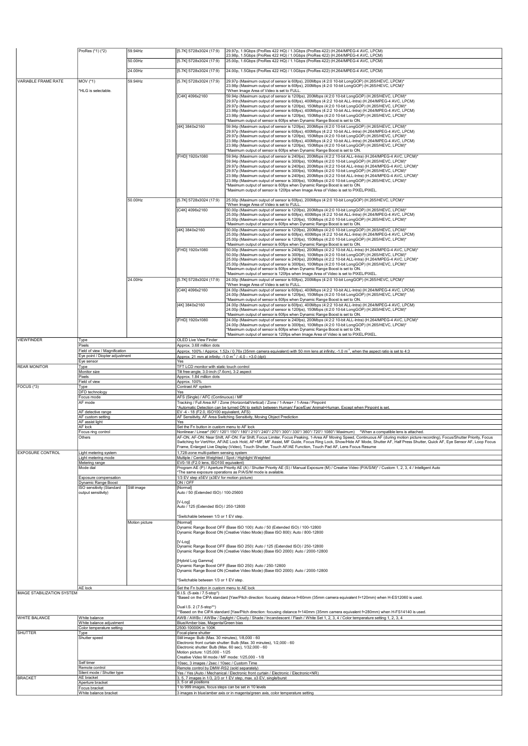| | | | | |
|---|---|---|---|---|
| | ProRes (*1) (*2) | 59.94Hz | [5.7K] 5728x3024 (17:9) | 29.97p, 1.9Gbps (ProRes 422 HQ) / 1.3Gbps (ProRes 422) (H.264/MPEG-4 AVC, LPCM)<br>23.98p, 1.5Gbps (ProRes 422 HQ) / 1.0Gbps (ProRes 422) (H.264/MPEG-4 AVC, LPCM) |
| | | 50.00Hz | [5.7K] 5728x3024 (17:9) | 25.00p, 1.6Gbps (ProRes 422 HQ) / 1.1Gbps (ProRes 422) (H.264/MPEG-4 AVC, LPCM) |
| | | 24.00Hz | [5.7K] 5728x3024 (17:9) | 24.00p, 1.5Gbps (ProRes 422 HQ) / 1.0Gbps (ProRes 422) (H.264/MPEG-4 AVC, LPCM) |
| VARIABLE FRAME RATE | MOV (*1)<br><br>*HLG is selectable. | 59.94Hz | [5.7K] 5728x3024 (17:9) | 29.97p (Maximum output of sensor is 60fps), 200Mbps (4:2:0 10-bit LongGOP) (H.265/HEVC, LPCM)*<br>23.98p (Maximum output of sensor is 60fps), 200Mbps (4:2:0 10-bit LongGOP) (H.265/HEVC, LPCM)*<br>*When Image Area of Video is set to FULL. |
| | | | [C4K] 4096x2160 | 59.94p (Maximum output of sensor is 120fps), 200Mbps (4:2:0 10-bit LongGOP) (H.265/HEVC, LPCM)*<br>29.97p (Maximum output of sensor is 60fps), 400Mbps (4:2:2 10-bit ALL-Intra) (H.264/MPEG-4 AVC, LPCM)<br>29.97p (Maximum output of sensor is 120fps), 150Mbps (4:2:0 10-bit LongGOP) (H.265/HEVC, LPCM)*<br>23.98p (Maximum output of sensor is 60fps), 400Mbps (4:2:2 10-bit ALL-Intra) (H.264/MPEG-4 AVC, LPCM)<br>23.98p (Maximum output of sensor is 120fps), 150Mbps (4:2:0 10-bit LongGOP) (H.265/HEVC, LPCM)*<br>*Maximum output of sensor is 60fps when Dynamic Range Boost is set to ON. |
| | | | [4K] 3840x2160 | 59.94p (Maximum output of sensor is 120fps), 200Mbps (4:2:0 10-bit LongGOP) (H.265/HEVC, LPCM)*<br>29.97p (Maximum output of sensor is 60fps), 400Mbps (4:2:2 10-bit ALL-Intra) (H.264/MPEG-4 AVC, LPCM)<br>29.97p (Maximum output of sensor is 120fps), 150Mbps (4:2:0 10-bit LongGOP) (H.265/HEVC, LPCM)*<br>23.98p (Maximum output of sensor is 60fps), 400Mbps (4:2:2 10-bit ALL-Intra) (H.264/MPEG-4 AVC, LPCM)<br>23.98p (Maximum output of sensor is 120fps), 150Mbps (4:2:0 10-bit LongGOP) (H.265/HEVC, LPCM)*<br>*Maximum output of sensor is 60fps when Dynamic Range Boost is set to ON. |
| | | | [FHD] 1920x1080 | 59.94p (Maximum output of sensor is 240fps), 200Mbps (4:2:2 10-bit ALL-Intra) (H.264/MPEG-4 AVC, LPCM)*<br>59.94p (Maximum output of sensor is 300fps), 100Mbps (4:2:0 10-bit LongGOP) (H.265/HEVC, LPCM)*<br>29.97p (Maximum output of sensor is 240fps), 200Mbps (4:2:2 10-bit ALL-Intra) (H.264/MPEG-4 AVC, LPCM)*<br>29.97p (Maximum output of sensor is 300fps), 100Mbps (4:2:0 10-bit LongGOP) (H.265/HEVC, LPCM)*<br>23.98p (Maximum output of sensor is 240fps), 200Mbps (4:2:2 10-bit ALL-Intra) (H.264/MPEG-4 AVC, LPCM)*<br>23.98p (Maximum output of sensor is 300fps), 100Mbps (4:2:0 10-bit LongGOP) (H.265/HEVC, LPCM)*<br>*Maximum output of sensor is 60fps when Dynamic Range Boost is set to ON.<br>*Maximum output of sensor is 120fps when Image Area of Video is set to PIXEL/PIXEL. |
| | | 50.00Hz | [5.7K] 5728x3024 (17:9) | 25.00p (Maximum output of sensor is 60fps), 200Mbps (4:2:0 10-bit LongGOP) (H.265/HEVC, LPCM)*<br>*When Image Area of Video is set to FULL. |
| | | | [C4K] 4096x2160 | 50.00p (Maximum output of sensor is 120fps), 200Mbps (4:2:0 10-bit LongGOP) (H.265/HEVC, LPCM)*<br>25.00p (Maximum output of sensor is 60fps), 400Mbps (4:2:2 10-bit ALL-Intra) (H.264/MPEG-4 AVC, LPCM)<br>25.00p (Maximum output of sensor is 120fps), 150Mbps (4:2:0 10-bit LongGOP) (H.265/HEVC, LPCM)*<br>*Maximum output of sensor is 60fps when Dynamic Range Boost is set to ON. |
| | | | [4K] 3840x2160 | 50.00p (Maximum output of sensor is 120fps), 200Mbps (4:2:0 10-bit LongGOP) (H.265/HEVC, LPCM)*<br>25.00p (Maximum output of sensor is 60fps), 400Mbps (4:2:2 10-bit ALL-Intra) (H.264/MPEG-4 AVC, LPCM)<br>25.00p (Maximum output of sensor is 120fps), 150Mbps (4:2:0 10-bit LongGOP) (H.265/HEVC, LPCM)*<br>*Maximum output of sensor is 60fps when Dynamic Range Boost is set to ON. |
| | | | [FHD] 1920x1080 | 50.00p (Maximum output of sensor is 240fps), 200Mbps (4:2:2 10-bit ALL-Intra) (H.264/MPEG-4 AVC, LPCM)*<br>50.00p (Maximum output of sensor is 300fps), 100Mbps (4:2:0 10-bit LongGOP) (H.265/HEVC, LPCM)*<br>25.00p (Maximum output of sensor is 240fps), 200Mbps (4:2:2 10-bit ALL-Intra) (H.264/MPEG-4 AVC, LPCM)*<br>25.00p (Maximum output of sensor is 300fps), 100Mbps (4:2:0 10-bit LongGOP) (H.265/HEVC, LPCM)*<br>*Maximum output of sensor is 60fps when Dynamic Range Boost is set to ON.<br>*Maximum output of sensor is 120fps when Image Area of Video is set to PIXEL/PIXEL. |
| | | 24.00Hz | [5.7K] 5728x3024 (17:9) | 24.00p (Maximum output of sensor is 60fps), 200Mbps (4:2:0 10-bit LongGOP) (H.265/HEVC, LPCM)*<br>*When Image Area of Video is set to FULL. |
| | | | [C4K] 4096x2160 | 24.00p (Maximum output of sensor is 60fps), 400Mbps (4:2:2 10-bit ALL-Intra) (H.264/MPEG-4 AVC, LPCM)<br>24.00p (Maximum output of sensor is 120fps), 150Mbps (4:2:0 10-bit LongGOP) (H.265/HEVC, LPCM)*<br>*Maximum output of sensor is 60fps when Dynamic Range Boost is set to ON. |
| | | | [4K] 3840x2160 | 24.00p (Maximum output of sensor is 60fps), 400Mbps (4:2:2 10-bit ALL-Intra) (H.264/MPEG-4 AVC, LPCM)<br>24.00p (Maximum output of sensor is 120fps), 150Mbps (4:2:0 10-bit LongGOP) (H.265/HEVC, LPCM)*<br>*Maximum output of sensor is 60fps when Dynamic Range Boost is set to ON. |
| | | | [FHD] 1920x1080 | 24.00p (Maximum output of sensor is 240fps), 200Mbps (4:2:2 10-bit ALL-Intra) (H.264/MPEG-4 AVC, LPCM)*<br>24.00p (Maximum output of sensor is 300fps), 100Mbps (4:2:0 10-bit LongGOP) (H.265/HEVC, LPCM)*<br>*Maximum output of sensor is 60fps when Dynamic Range Boost is set to ON.<br>*Maximum output of sensor is 120fps when Image Area of Video is set to PIXEL/PIXEL. |
| VIEWFINDER | Type | | OLED Live View Finder | |
| | Pixels | | Approx. 3.68 million dots | |
| | Field of view / Magnification | | Approx. 100% / Approx. 1.52x / 0.76x (35mm camera equivalent) with 50 mm lens at infinity; $-1.0\ m^{-1}$, when the aspect ratio is set to 4:3 | |
| | Eye point / Diopter adjustment | | Approx. 21 mm at infinity; $-1.0\ m^{-1}$ / -4.0 - +3.0 (dpt) | |
| | Eye sensor | | Yes | |
| REAR MONITOR | Type | | TFT LCD monitor with static touch control | |
| | Monitor size | | Tilt free-angle, 3.0-inch (7.6cm), 3:2 aspect | |
| | Pixels | | Approx. 1.84 million dots | |
| | Field of view | | Approx. 100% | |
| FOCUS (*3) | Type | | Contrast AF system | |
| | DFD technology | | Yes | |
| | Focus mode | | AFS (Single) / AFC (Continuous) / MF | |
| | AF mode | | Tracking / Full Area AF / Zone (Horizontal/Vertical) / Zone / 1-Area+ / 1-Area / Pinpoint<br>*Automatic Detection can be turned ON to switch between Human/ Face/Eye/ Animal+Human. Except when Pinpoint is set. | |
| | AF detective range | | EV -4 - 18 (F2.0, ISO100 equivalent, AFS) | |
| | AF custom setting | | AF Sensitivity, AF Area Switching Sensitivity, Moving Object Prediction | |
| | AF assist light | | Yes | |
| | AF lock | | Set the Fn button in custom menu to AF lock | |
| | Focus ring control | | Nonlinear / Linear* (90°/ 120°/ 150°/ 180°/ 210°/ 240°/ 270°/ 300°/ 330°/ 360°/ 720°/ 1080°/ Maximum) *When a compatible lens is attached. | |
| | Others | | AF-ON, AF-ON: Near Shift, AF-ON: Far Shift, Focus Limiter, Focus Peaking, 1-Area AF Moving Speed, Continuous AF (during motion picture recording), Focus/Shutter Priority, Focus Switching for Vert/Hor, AF/AE Lock Hold, AF+MF, MF Assist, MF Guide, Focus Ring Lock, Show/Hide AF Mode, Shutter AF, Half Press Shutter, Quick AF, Eye Sensor AF, Loop Focus Frame, Enlarged Live Display (Video), Touch Shutter, Touch AF/AE Function, Touch Pad AF, Lens Focus Resume | |
| EXPOSURE CONTROL | Light metering system | | 1,728-zone multi-pattern sensing system | |
| | Light metering mode | | Multiple / Center Weighted / Spot / Highlight Weighted | |
| | Metering range | | EV0-18 (F2.0 lens, ISO100 equivalent) | |
| | Mode dial | | Program AE (P) / Aperture Priority AE (A) / Shutter Priority AE (S) / Manual Exposure (M) / Creative Video (P/A/S/M)* / Custom 1, 2, 3, 4 / Intelligent Auto<br>*The same exposure operations as P/A/S/M mode is available. | |
| | Exposure compensation | | 1/3 EV step ±5EV (±3EV for motion picture) | |
| | Dynamic Range Boost | | ON / OFF | |
| | ISO sensitivity (Standard output sensitivity) | Still image | [Normal]<br>Auto / 50 (Extended ISO) / 100-25600<br><br>[V-Log]<br>Auto / 125 (Extended ISO) / 250-12800<br><br>*Switchable between 1/3 or 1 EV step. | |
| | | Motion picture | [Normal]<br>Dynamic Range Boost OFF (Base ISO 100): Auto / 50 (Extended ISO) / 100-12800<br>Dynamic Range Boost ON (Creative Video Mode) (Base ISO 800): Auto / 800-12800<br><br>[V-Log]<br>Dynamic Range Boost OFF (Base ISO 250): Auto / 125 (Extended ISO) / 250-12800<br>Dynamic Range Boost ON (Creative Video Mode) (Base ISO 2000): Auto / 2000-12800<br><br>[Hybrid Log Gamma]<br>Dynamic Range Boost OFF (Base ISO 250): Auto / 250-12800<br>Dynamic Range Boost ON (Creative Video Mode) (Base ISO 2000): Auto / 2000-12800<br><br>*Switchable between 1/3 or 1 EV step. | |
| | AE lock | | Set the Fn button in custom menu to AE lock | |
| IMAGE STABILIZATION SYSTEM | | | B.I.S. (5-axis / 7.5-stop*)<br>*Based on the CIPA standard [Yaw/Pitch direction: focusing distance f=60mm (35mm camera equivalent f=120mm) when H-ES12060 is used.<br><br>Dual I.S. 2 (7.5-stop**)<br>**Based on the CIPA standard [Yaw/Pitch direction: focusing distance f=140mm (35mm camera equivalent f=280mm) when H-FS14140 is used. | |
| WHITE BALANCE | White balance | | AWB / AWBc / AWBw / Daylight / Cloudy / Shade / Incandescent / Flash / White Set 1, 2, 3, 4 / Color temperature setting 1, 2, 3, 4 | |
| | White balance adjustment | | Blue/Amber bias, Magenta/Green bias | |
| | Color temperature setting | | 2500-10000K in 100K | |
| SHUTTER | Type | | Focal-plane shutter | |
| | Shutter speed | | Still image: Bulb (Max. 30 minutes), 1/8,000 - 60<br>Electronic front curtain shutter: Bulb (Max. 30 minutes), 1/2,000 - 60<br>Electronic shutter: Bulb (Max. 60 sec), 1/32,000 - 60<br>Motion picture: 1/25,000 - 1/25<br>Creative Video M mode / MF mode: 1/25,000 - 1/8 | |
| | Self timer | | 10sec, 3 images / 2sec / 10sec / Custom Time | |
| | Remote control | | Remote control by DMW-RS2 (sold separately) | |
| | Silent mode / Shutter type | | Yes / Yes (Auto / Mechanical / Electronic front curtain / Electronic / Electronic+NR) | |
| BRACKET | AE bracket | | 3, 5, 7 images in 1/3, 2/3 or 1 EV step, max. ±3 EV, single/burst | |
| | Aperture bracket | | 3, 5 or all positions | |
| | Focus bracket | | 1 to 999 images, focus steps can be set in 10 levels | |
| | White balance bracket | | 3 images in blue/amber axis or in magenta/green axis, color temperature setting | |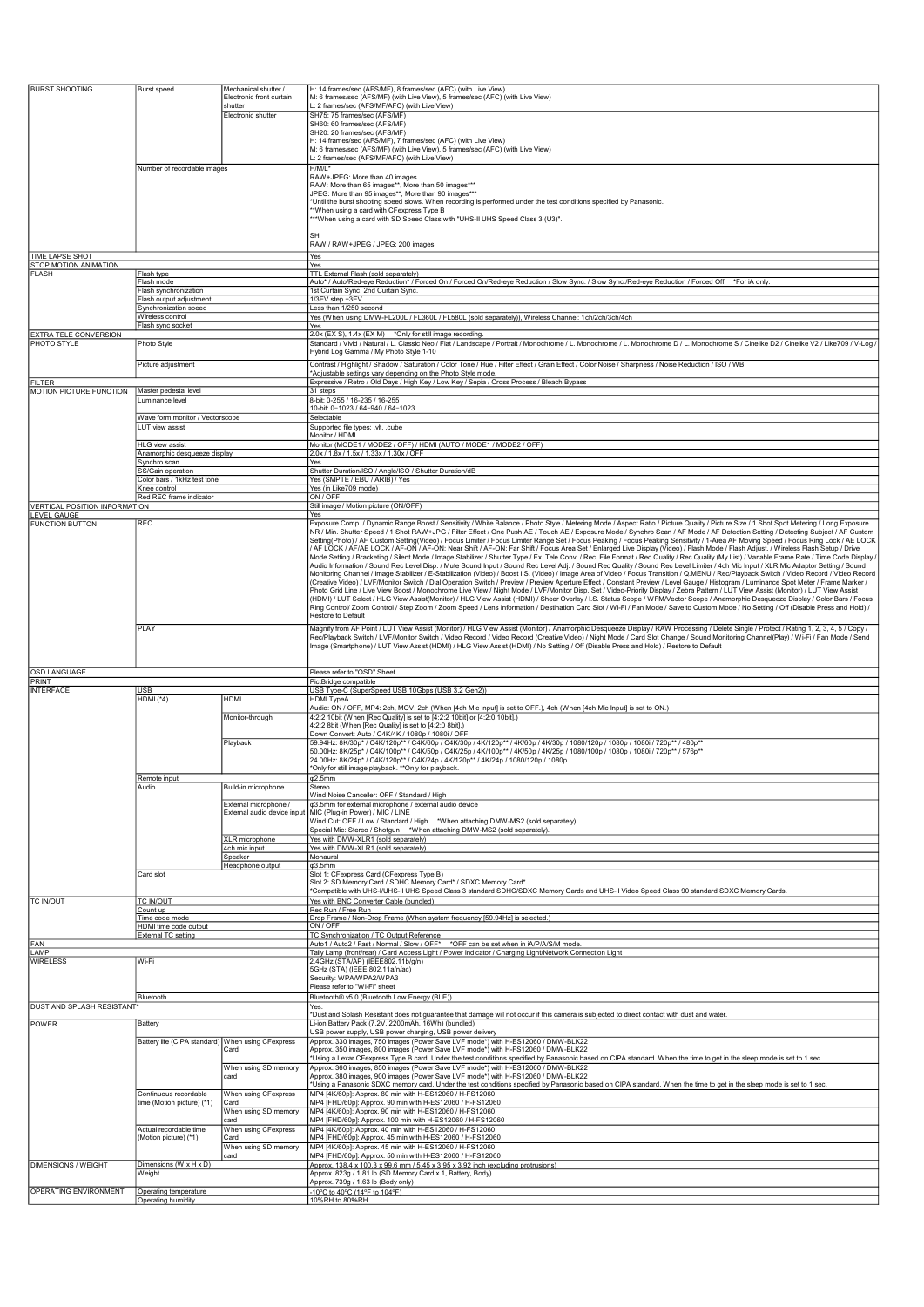| | | | |
|---|---|---|---|
| BURST SHOOTING | Burst speed | Mechanical shutter / Electronic front curtain shutter | H: 14 frames/sec (AFS/MF), 8 frames/sec (AFC) (with Live View)<br>M: 6 frames/sec (AFS/MF) (with Live View), 5 frames/sec (AFC) (with Live View)<br>L: 2 frames/sec (AFS/MF/AFC) (with Live View) |
| | | Electronic shutter | SH75: 75 frames/sec (AFS/MF)<br>SH60: 60 frames/sec (AFS/MF)<br>SH20: 20 frames/sec (AFS/MF)<br>H: 14 frames/sec (AFS/MF), 7 frames/sec (AFC) (with Live View)<br>M: 6 frames/sec (AFS/MF) (with Live View), 5 frames/sec (AFC) (with Live View)<br>L: 2 frames/sec (AFS/MF/AFC) (with Live View) |
| | Number of recordable images | | H/M/L*<br>RAW+JPEG: More than 40 images<br>RAW: More than 65 images**, More than 50 images***<br>JPEG: More than 95 images**, More than 90 images***<br>*Until the burst shooting speed slows. When recording is performed under the test conditions specified by Panasonic.<br>**When using a card with CFexpress Type B<br>***When using a card with SD Speed Class with "UHS-II UHS Speed Class 3 (U3)".<br><br>SH<br>RAW / RAW+JPEG / JPEG: 200 images |
| TIME LAPSE SHOT | | | Yes |
| STOP MOTION ANIMATION | | | Yes |
| FLASH | Flash type | | TTL External Flash (sold separately) |
| | Flash mode | | Auto* / Auto/Red-eye Reduction* / Forced On / Forced On/Red-eye Reduction / Slow Sync. / Slow Sync./Red-eye Reduction / Forced Off *For iA only. |
| | Flash synchronization | | 1st Curtain Sync, 2nd Curtain Sync. |
| | Flash output adjustment | | 1/3EV step ±3EV |
| | Synchronization speed | | Less than 1/250 second |
| | Wireless control | | Yes (When using DMW-FL200L / FL360L / FL580L (sold separately)), Wireless Channel: 1ch/2ch/3ch/4ch |
| | Flash sync socket | | Yes |
| EXTRA TELE CONVERSION | | | 2.0x (EX S), 1.4x (EX M) *Only for still image recording. |
| PHOTO STYLE | Photo Style | | Standard / Vivid / Natural / L. Classic Neo / Flat / Landscape / Portrait / Monochrome / L. Monochrome / L. Monochrome D / L. Monochrome S / Cinelike D2 / Cinelike V2 / Like709 / V-Log / Hybrid Log Gamma / My Photo Style 1-10 |
| | Picture adjustment | | Contrast / Highlight / Shadow / Saturation / Color Tone / Hue / Filter Effect / Grain Effect / Color Noise / Sharpness / Noise Reduction / ISO / WB<br>*Adjustable settings vary depending on the Photo Style mode. |
| FILTER | | | Expressive / Retro / Old Days / High Key / Low Key / Sepia / Cross Process / Bleach Bypass |
| MOTION PICTURE FUNCTION | Master pedestal level | | 31 steps |
| | Luminance level | | 8-bit: 0-255 / 16-235 / 16-255<br>10-bit: 0–1023 / 64–940 / 64–1023 |
| | Wave form monitor / Vectorscope | | Selectable |
| | LUT view assist | | Supported file types: .vlt, .cube<br>Monitor / HDMI |
| | HLG view assist | | Monitor (MODE1 / MODE2 / OFF) / HDMI (AUTO / MODE1 / MODE2 / OFF) |
| | Anamorphic desqueeze display | | 2.0x / 1.8x / 1.5x / 1.33x / 1.30x / OFF |
| | Synchro scan | | Yes |
| | SS/Gain operation | | Shutter Duration/ISO / Angle/ISO / Shutter Duration/dB |
| | Color bars / 1kHz test tone | | Yes (SMPTE / EBU / ARIB) / Yes |
| | Knee control | | Yes (in Like709 mode) |
| | Red REC frame indicator | | ON / OFF |
| VERTICAL POSITION INFORMATION | | | Still image / Motion picture (ON/OFF) |
| LEVEL GAUGE | | | Yes |
| FUNCTION BUTTON | REC | | Exposure Comp. / Dynamic Range Boost / Sensitivity / White Balance / Photo Style / Metering Mode / Aspect Ratio / Picture Quality / Picture Size / 1 Shot Spot Metering / Long Exposure NR / Min. Shutter Speed / 1 Shot RAW+JPG / Filter Effect / One Push AE / Touch AE / Exposure Mode / Synchro Scan / AF Mode / AF Detection Setting / Detecting Subject / AF Custom Setting(Photo) / AF Custom Setting(Video) / Focus Limiter / Focus Limiter Range Set / Focus Peaking / Focus Peaking Sensitivity / 1-Area AF Moving Speed / Focus Ring Lock / AE LOCK / AF LOCK / AF/AE LOCK / AF-ON / AF-ON: Near Shift / AF-ON: Far Shift / Focus Area Set / Enlarged Live Display (Video) / Flash Mode / Flash Adjust. / Wireless Flash Setup / Drive Mode Setting / Bracketing / Silent Mode / Image Stabilizer / Shutter Type / Ex. Tele Conv. / Rec. File Format / Rec Quality / Rec Quality (My List) / Variable Frame Rate / Time Code Display / Audio Information / Sound Rec Level Disp. / Mute Sound Input / Sound Rec Level Adj. / Sound Rec Quality / Sound Rec Level Limiter / 4ch Mic Input / XLR Mic Adaptor Setting / Sound Monitoring Channel / Image Stabilizer / E-Stabilization (Video) / Boost I.S. (Video) / Image Area of Video / Focus Transition / Q.MENU / Rec/Playback Switch / Video Record / Video Record (Creative Video) / LVF/Monitor Switch / Dial Operation Switch / Preview / Preview Aperture Effect / Constant Preview / Level Gauge / Histogram / Luminance Spot Meter / Frame Marker / Photo Grid Line / Live View Boost / Monochrome Live View / Night Mode / LVF/Monitor Disp. Set / Video-Priority Display / Zebra Pattern / LUT View Assist (Monitor) / LUT View Assist (HDMI) / LUT Select / HLG View Assist(Monitor) / HLG View Assist (HDMI) / Sheer Overlay / I.S. Status Scope / WFM/Vector Scope / Anamorphic Desqueeze Display / Color Bars / Focus Ring Control/ Zoom Control / Step Zoom / Zoom Speed / Lens Information / Destination Card Slot / Wi-Fi / Fan Mode / Save to Custom Mode / No Setting / Off (Disable Press and Hold) / Restore to Default |
| | PLAY | | Magnify from AF Point / LUT View Assist (Monitor) / HLG View Assist (Monitor) / Anamorphic Desqueeze Display / RAW Processing / Delete Single / Protect / Rating 1, 2, 3, 4, 5 / Copy / Rec/Playback Switch / LVF/Monitor Switch / Video Record / Video Record (Creative Video) / Night Mode / Card Slot Change / Sound Monitoring Channel(Play) / Wi-Fi / Fan Mode / Send Image (Smartphone) / LUT View Assist (HDMI) / HLG View Assist (HDMI) / No Setting / Off (Disable Press and Hold) / Restore to Default |
| OSD LANGUAGE | | | Please refer to "OSD" Sheet |
| PRINT | | | PictBridge compatible |
| INTERFACE | USB | | USB Type-C (SuperSpeed USB 10Gbps (USB 3.2 Gen2)) |
| | HDMI (*4) | HDMI | HDMI TypeA<br>Audio: ON / OFF, MP4: 2ch, MOV: 2ch (When [4ch Mic Input] is set to OFF.), 4ch (When [4ch Mic Input] is set to ON.) |
| | | Monitor-through | 4:2:2 10bit (When [Rec Quality] is set to [4:2:2 10bit] or [4:2:0 10bit].)<br>4:2:2 8bit (When [Rec Quality] is set to [4:2:0 8bit].)<br>Down Convert: Auto / C4K/4K / 1080p / 1080i / OFF |
| | | Playback | 59.94Hz: 8K/30p* / C4K/120p** / C4K/60p / C4K/30p / 4K/120p** / 4K/60p / 4K/30p / 1080/120p / 1080p / 1080i / 720p** / 480p**<br>50.00Hz: 8K/25p* / C4K/100p** / C4K/50p / C4K/25p / 4K/100p** / 4K/50p / 4K/25p / 1080/100p / 1080p / 1080i / 720p** / 576p**<br>24.00Hz: 8K/24p* / C4K/120p** / C4K/24p / 4K/120p** / 4K/24p / 1080/120p / 1080p<br>*Only for still image playback. **Only for playback. |
| | Remote input | | φ2.5mm |
| | Audio | Build-in microphone | Stereo<br>Wind Noise Canceller: OFF / Standard / High |
| | | External microphone / External audio device input | φ3.5mm for external microphone / external audio device<br>MIC (Plug-in Power) / MIC / LINE<br>Wind Cut: OFF / Low / Standard / High *When attaching DMW-MS2 (sold separately).<br>Special Mic: Stereo / Shotgun *When attaching DMW-MS2 (sold separately). |
| | | XLR microphone | Yes with DMW-XLR1 (sold separately) |
| | | 4ch mic input | Yes with DMW-XLR1 (sold separately) |
| | | Speaker | Monaural |
| | | Headphone output | φ3.5mm |
| | Card slot | | Slot 1: CFexpress Card (CFexpress Type B)<br>Slot 2: SD Memory Card / SDHC Memory Card* / SDXC Memory Card*<br>*Compatible with UHS-I/UHS-II UHS Speed Class 3 standard SDHC/SDXC Memory Cards and UHS-II Video Speed Class 90 standard SDXC Memory Cards. |
| TC IN/OUT | TC IN/OUT | | Yes with BNC Converter Cable (bundled) |
| | Count up | | Rec Run / Free Run |
| | Time code mode | | Drop Frame / Non-Drop Frame (When system frequency [59.94Hz] is selected.) |
| | HDMI time code output | | ON / OFF |
| | External TC setting | | TC Synchronization / TC Output Reference |
| FAN | | | Auto1 / Auto2 / Fast / Normal / Slow / OFF* *OFF can be set when in iA/P/A/S/M mode. |
| LAMP | | | Tally Lamp (front/rear) / Card Access Light / Power Indicator / Charging Light/Network Connection Light |
| WIRELESS | Wi-Fi | | 2.4GHz (STA/AP) (IEEE802.11b/g/n)<br>5GHz (STA) (IEEE 802.11a/n/ac)<br>Security: WPA/WPA2/WPA3<br>Please refer to "Wi-Fi" sheet |
| | Bluetooth | | Bluetooth® v5.0 (Bluetooth Low Energy (BLE)) |
| DUST AND SPLASH RESISTANT* | | | Yes.<br>*Dust and Splash Resistant does not guarantee that damage will not occur if this camera is subjected to direct contact with dust and water. |
| POWER | Battery | | Li-ion Battery Pack (7.2V, 2200mAh, 16Wh) (bundled)<br>USB power supply, USB power charging, USB power delivery |
| | Battery life (CIPA standard) | When using CFexpress Card | Approx. 330 images, 750 images (Power Save LVF mode*) with H-ES12060 / DMW-BLK22<br>Approx. 350 images, 800 images (Power Save LVF mode*) with H-ES12060 / DMW-BLK22<br>*Using a Lexar CFexpress Type B card. Under the test conditions specified by Panasonic based on CIPA standard. When the time to get in the sleep mode is set to 1 sec. |
| | | When using SD memory card | Approx. 360 images, 850 images (Power Save LVF mode*) with H-ES12060 / DMW-BLK22<br>Approx. 380 images, 900 images (Power Save LVF mode*) with H-ES12060 / DMW-BLK22<br>*Using a Panasonic SDXC memory card. Under the test conditions specified by Panasonic based on CIPA standard. When the time to get in the sleep mode is set to 1 sec. |
| | Continuous recordable time (Motion picture) (*1) | When using CFexpress Card | MP4 [4K/60p]: Approx. 80 min with H-ES12060 / H-FS12060<br>MP4 [FHD/60p]: Approx. 90 min with H-ES12060 / H-FS12060 |
| | | When using SD memory card | MP4 [4K/60p]: Approx. 90 min with H-ES12060 / H-FS12060<br>MP4 [FHD/60p]: Approx. 100 min with H-ES12060 / H-FS12060 |
| | Actual recordable time (Motion picture) (*1) | When using CFexpress Card | MP4 [4K/60p]: Approx. 40 min with H-ES12060 / H-FS12060<br>MP4 [FHD/60p]: Approx. 45 min with H-ES12060 / H-FS12060 |
| | | When using SD memory card | MP4 [4K/60p]: Approx. 45 min with H-ES12060 / H-FS12060<br>MP4 [FHD/60p]: Approx. 50 min with H-ES12060 / H-FS12060 |
| DIMENSIONS / WEIGHT | Dimensions (W x H x D) | | Approx. 138.4 x 100.3 x 99.6 mm / 5.45 x 3.95 x 3.92 inch (excluding protrusions) |
| | Weight | | Approx. 823g / 1.81 lb (SD Memory Card x 1, Battery, Body)<br>Approx. 739g / 1.63 lb (Body only) |
| OPERATING ENVIRONMENT | Operating temperature | | -10°C to 40°C (14°F to 104°F) |
| | Operating humidity | | 10%RH to 80%RH |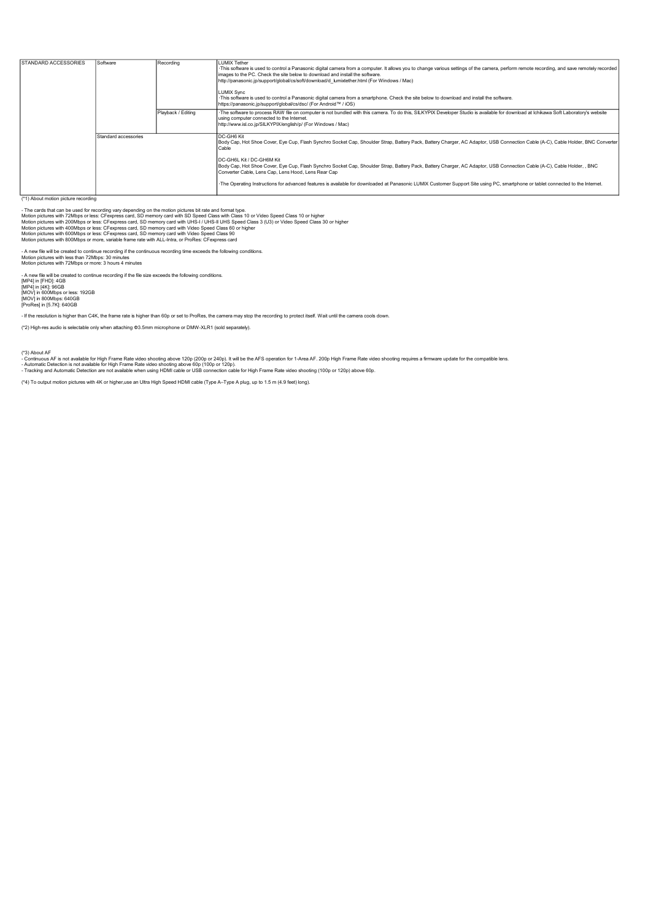| | | | |
|---|---|---|---|
| STANDARD ACCESSORIES | Software | Recording | LUMIX Tether<br>·This software is used to control a Panasonic digital camera from a computer. It allows you to change various settings of the camera, perform remote recording, and save remotely recorded images to the PC. Check the site below to download and install the software.<br>http://panasonic.jp/support/global/cs/soft/download/d_lumixtether.html (For Windows / Mac)<br><br>LUMIX Sync<br>·This software is used to control a Panasonic digital camera from a smartphone. Check the site below to download and install the software.<br>https://panasonic.jp/support/global/cs/dsc/ (For Android™ / iOS) |
| | | Playback / Editing | ·The software to process RAW file on computer is not bundled with this camera. To do this, SILKYPIX Developer Studio is available for download at Ichikawa Soft Laboratory's website using computer connected to the Internet.<br>http://www.isl.co.jp/SILKYPIX/english/p/ (For Windows / Mac) |
| | Standard accessories | | DC-GH6 Kit<br>Body Cap, Hot Shoe Cover, Eye Cup, Flash Synchro Socket Cap, Shoulder Strap, Battery Pack, Battery Charger, AC Adaptor, USB Connection Cable (A-C), Cable Holder, BNC Converter Cable<br><br>DC-GH6L Kit / DC-GH6M Kit<br>Body Cap, Hot Shoe Cover, Eye Cup, Flash Synchro Socket Cap, Shoulder Strap, Battery Pack, Battery Charger, AC Adaptor, USB Connection Cable (A-C), Cable Holder, , BNC Converter Cable, Lens Cap, Lens Hood, Lens Rear Cap<br><br>·The Operating Instructions for advanced features is available for downloaded at Panasonic LUMIX Customer Support Site using PC, smartphone or tablet connected to the Internet. |

(*1) About motion picture recording

- The cards that can be used for recording vary depending on the motion pictures bit rate and format type.
Motion pictures with 72Mbps or less: CFexpress card, SD memory card with SD Speed Class with Class 10 or Video Speed Class 10 or higher
Motion pictures with 200Mbps or less: CFexpress card, SD memory card with UHS-I / UHS-II UHS Speed Class 3 (U3) or Video Speed Class 30 or higher
Motion pictures with 400Mbps or less: CFexpress card, SD memory card with Video Speed Class 60 or higher
Motion pictures with 600Mbps or less: CFexpress card, SD memory card with Video Speed Class 90
Motion pictures with 800Mbps or more, variable frame rate with ALL-Intra, or ProRes: CFexpress card

- A new file will be created to continue recording if the continuous recording time exceeds the following conditions.
Motion pictures with less than 72Mbps: 30 minutes
Motion pictures with 72Mbps or more: 3 hours 4 minutes

- A new file will be created to continue recording if the file size exceeds the following conditions.
[MP4] in [FHD]: 4GB
[MP4] in [4K]: 96GB
[MOV] in 600Mbps or less: 192GB
[MOV] in 800Mbps: 640GB
[ProRes] in [5.7K]: 640GB

- If the resolution is higher than C4K, the frame rate is higher than 60p or set to ProRes, the camera may stop the recording to protect itself. Wait until the camera cools down.

(*2) High-res audio is selectable only when attaching Φ3.5mm microphone or DMW-XLR1 (sold separately).

(*3) About AF
- Continuous AF is not available for High Frame Rate video shooting above 120p (200p or 240p). It will be the AFS operation for 1-Area AF. 200p High Frame Rate video shooting requires a firmware update for the compatible lens.
- Automatic Detection is not available for High Frame Rate video shooting above 60p (100p or 120p).
- Tracking and Automatic Detection are not available when using HDMI cable or USB connection cable for High Frame Rate video shooting (100p or 120p) above 60p.

(*4) To output motion pictures with 4K or higher,use an Ultra High Speed HDMI cable (Type A–Type A plug, up to 1.5 m (4.9 feet) long).